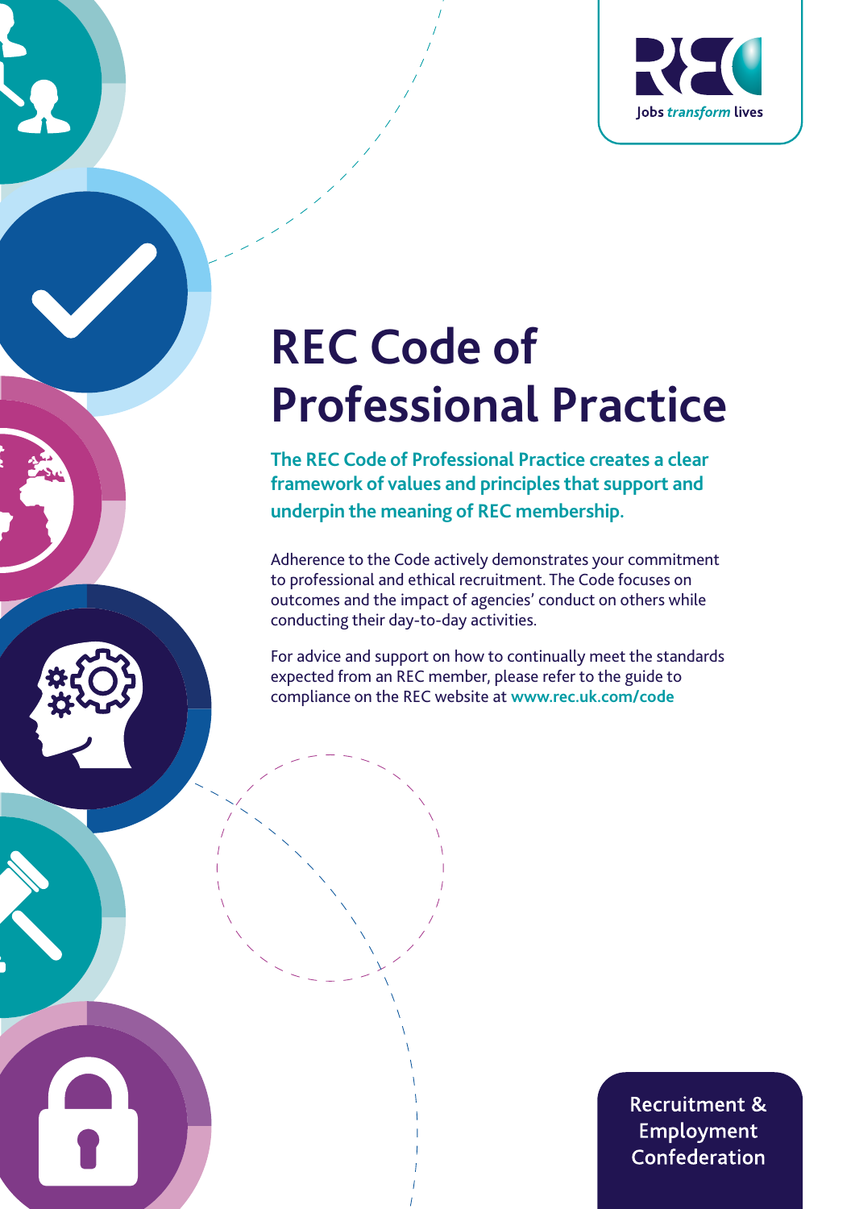Jobs *transform* lives

# REC Code of Professional Practice

**The REC Code of Professional Practice creates a clear framework of values and principles that support and underpin the meaning of REC membership.**

Adherence to the Code actively demonstrates your commitment to professional and ethical recruitment. The Code focuses on outcomes and the impact of agencies' conduct on others while conducting their day-to-day activities.

For advice and support on how to continually meet the standards expected from an REC member, please refer to the guide to compliance on the REC website at **www.rec.uk.com/code**

Recruitment & Employment Confederation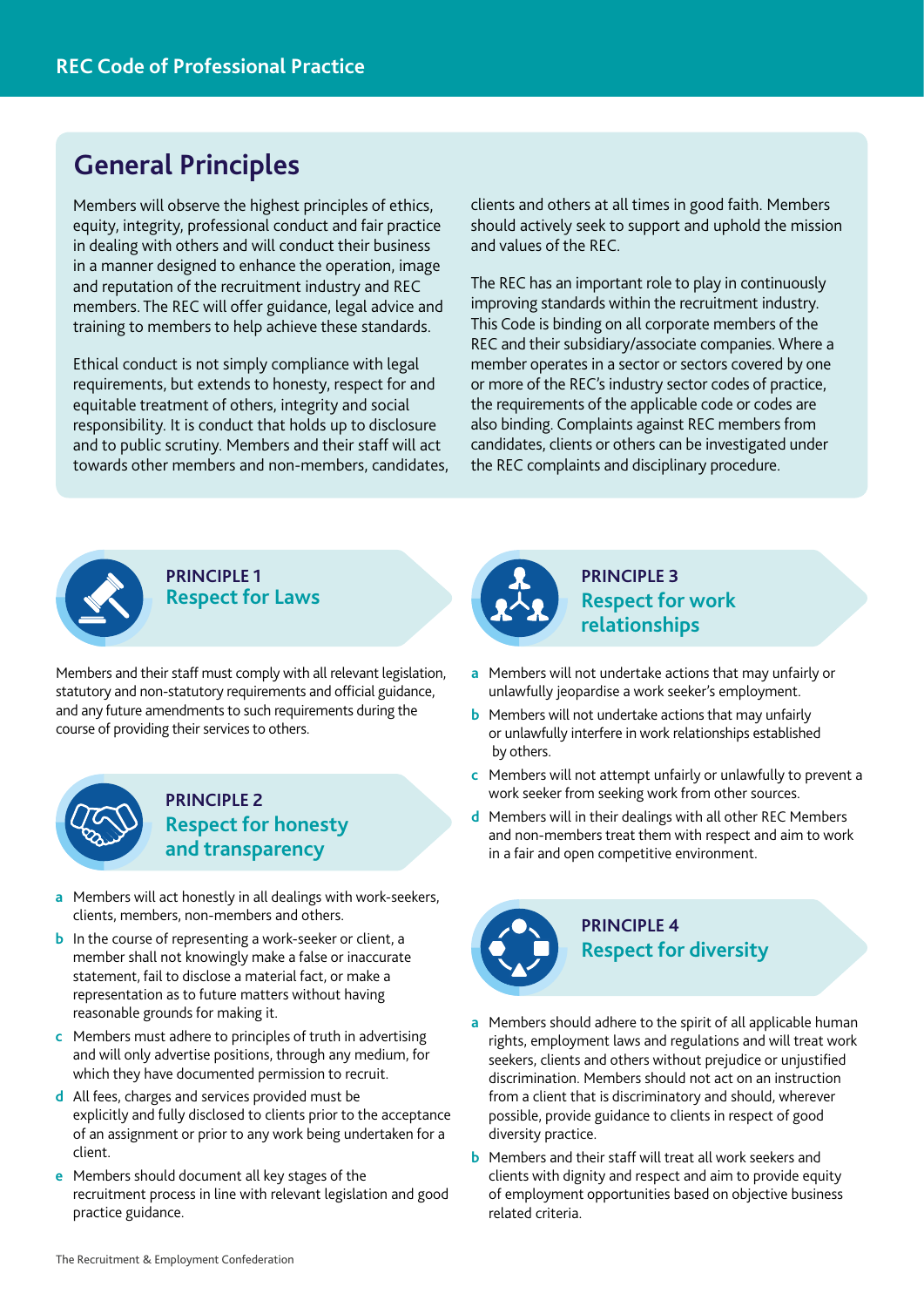## General Principles

Members will observe the highest principles of ethics, equity, integrity, professional conduct and fair practice in dealing with others and will conduct their business in a manner designed to enhance the operation, image and reputation of the recruitment industry and REC members. The REC will offer guidance, legal advice and training to members to help achieve these standards.

Ethical conduct is not simply compliance with legal requirements, but extends to honesty, respect for and equitable treatment of others, integrity and social responsibility. It is conduct that holds up to disclosure and to public scrutiny. Members and their staff will act towards other members and non-members, candidates, clients and others at all times in good faith. Members should actively seek to support and uphold the mission and values of the REC.

The REC has an important role to play in continuously improving standards within the recruitment industry. This Code is binding on all corporate members of the REC and their subsidiary/associate companies. Where a member operates in a sector or sectors covered by one or more of the REC's industry sector codes of practice, the requirements of the applicable code or codes are also binding. Complaints against REC members from candidates, clients or others can be investigated under the REC complaints and disciplinary procedure.

### PRINCIPLE 1
### Respect for Laws

Members and their staff must comply with all relevant legislation, statutory and non-statutory requirements and official guidance, and any future amendments to such requirements during the course of providing their services to others.

### PRINCIPLE 2
### Respect for honesty and transparency

- **a** Members will act honestly in all dealings with work-seekers, clients, members, non-members and others.
- **b** In the course of representing a work-seeker or client, a member shall not knowingly make a false or inaccurate statement, fail to disclose a material fact, or make a representation as to future matters without having reasonable grounds for making it.
- **c** Members must adhere to principles of truth in advertising and will only advertise positions, through any medium, for which they have documented permission to recruit.
- **d** All fees, charges and services provided must be explicitly and fully disclosed to clients prior to the acceptance of an assignment or prior to any work being undertaken for a client.
- **e** Members should document all key stages of the recruitment process in line with relevant legislation and good practice guidance.

### PRINCIPLE 3
### Respect for work relationships

- **a** Members will not undertake actions that may unfairly or unlawfully jeopardise a work seeker's employment.
- **b** Members will not undertake actions that may unfairly or unlawfully interfere in work relationships established by others.
- **c** Members will not attempt unfairly or unlawfully to prevent a work seeker from seeking work from other sources.
- **d** Members will in their dealings with all other REC Members and non-members treat them with respect and aim to work in a fair and open competitive environment.

### PRINCIPLE 4
### Respect for diversity

- **a** Members should adhere to the spirit of all applicable human rights, employment laws and regulations and will treat work seekers, clients and others without prejudice or unjustified discrimination. Members should not act on an instruction from a client that is discriminatory and should, wherever possible, provide guidance to clients in respect of good diversity practice.
- **b** Members and their staff will treat all work seekers and clients with dignity and respect and aim to provide equity of employment opportunities based on objective business related criteria.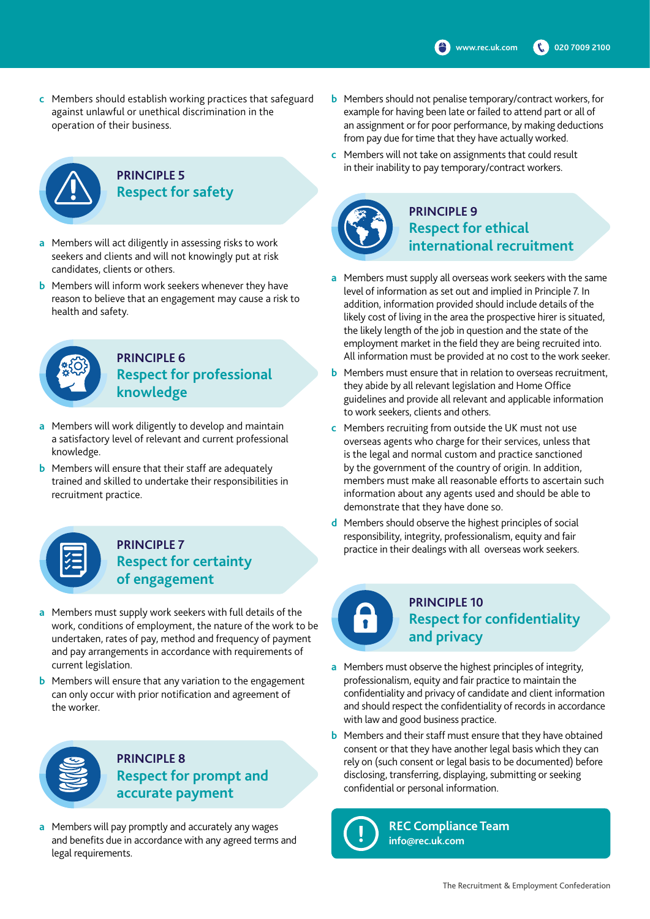c Members should establish working practices that safeguard against unlawful or unethical discrimination in the operation of their business.

## PRINCIPLE 5
## Respect for safety

a Members will act diligently in assessing risks to work seekers and clients and will not knowingly put at risk candidates, clients or others.

b Members will inform work seekers whenever they have reason to believe that an engagement may cause a risk to health and safety.

## PRINCIPLE 6
## Respect for professional knowledge

a Members will work diligently to develop and maintain a satisfactory level of relevant and current professional knowledge.

b Members will ensure that their staff are adequately trained and skilled to undertake their responsibilities in recruitment practice.

## PRINCIPLE 7
## Respect for certainty of engagement

a Members must supply work seekers with full details of the work, conditions of employment, the nature of the work to be undertaken, rates of pay, method and frequency of payment and pay arrangements in accordance with requirements of current legislation.

b Members will ensure that any variation to the engagement can only occur with prior notification and agreement of the worker.

## PRINCIPLE 8
## Respect for prompt and accurate payment

a Members will pay promptly and accurately any wages and benefits due in accordance with any agreed terms and legal requirements.

b Members should not penalise temporary/contract workers, for example for having been late or failed to attend part or all of an assignment or for poor performance, by making deductions from pay due for time that they have actually worked.

c Members will not take on assignments that could result in their inability to pay temporary/contract workers.

## PRINCIPLE 9
## Respect for ethical international recruitment

a Members must supply all overseas work seekers with the same level of information as set out and implied in Principle 7. In addition, information provided should include details of the likely cost of living in the area the prospective hirer is situated, the likely length of the job in question and the state of the employment market in the field they are being recruited into. All information must be provided at no cost to the work seeker.

b Members must ensure that in relation to overseas recruitment, they abide by all relevant legislation and Home Office guidelines and provide all relevant and applicable information to work seekers, clients and others.

c Members recruiting from outside the UK must not use overseas agents who charge for their services, unless that is the legal and normal custom and practice sanctioned by the government of the country of origin. In addition, members must make all reasonable efforts to ascertain such information about any agents used and should be able to demonstrate that they have done so.

d Members should observe the highest principles of social responsibility, integrity, professionalism, equity and fair practice in their dealings with all overseas work seekers.

## PRINCIPLE 10
## Respect for confidentiality and privacy

a Members must observe the highest principles of integrity, professionalism, equity and fair practice to maintain the confidentiality and privacy of candidate and client information and should respect the confidentiality of records in accordance with law and good business practice.

b Members and their staff must ensure that they have obtained consent or that they have another legal basis which they can rely on (such consent or legal basis to be documented) before disclosing, transferring, displaying, submitting or seeking confidential or personal information.

**REC Compliance Team**
**info@rec.uk.com**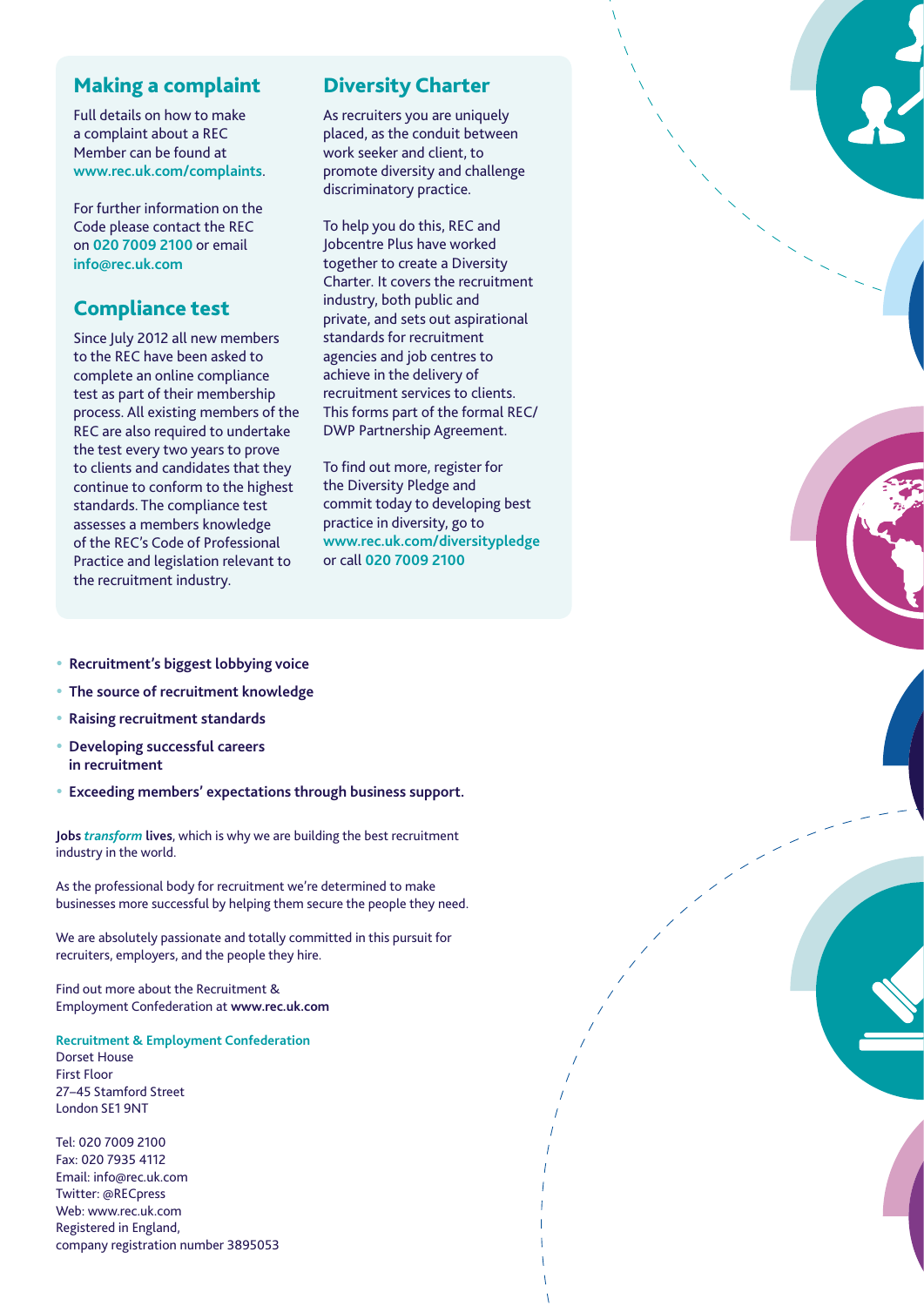## Making a complaint

Full details on how to make a complaint about a REC Member can be found at **www.rec.uk.com/complaints**.

For further information on the Code please contact the REC on **020 7009 2100** or email **info@rec.uk.com**

## Compliance test

Since July 2012 all new members to the REC have been asked to complete an online compliance test as part of their membership process. All existing members of the REC are also required to undertake the test every two years to prove to clients and candidates that they continue to conform to the highest standards. The compliance test assesses a members knowledge of the REC's Code of Professional Practice and legislation relevant to the recruitment industry.

## Diversity Charter

As recruiters you are uniquely placed, as the conduit between work seeker and client, to promote diversity and challenge discriminatory practice.

To help you do this, REC and Jobcentre Plus have worked together to create a Diversity Charter. It covers the recruitment industry, both public and private, and sets out aspirational standards for recruitment agencies and job centres to achieve in the delivery of recruitment services to clients. This forms part of the formal REC/DWP Partnership Agreement.

To find out more, register for the Diversity Pledge and commit today to developing best practice in diversity, go to **www.rec.uk.com/diversitypledge** or call **020 7009 2100**

- **Recruitment's biggest lobbying voice**
- **The source of recruitment knowledge**
- **Raising recruitment standards**
- **Developing successful careers in recruitment**
- **Exceeding members' expectations through business support.**

**Jobs *transform* lives**, which is why we are building the best recruitment industry in the world.

As the professional body for recruitment we're determined to make businesses more successful by helping them secure the people they need.

We are absolutely passionate and totally committed in this pursuit for recruiters, employers, and the people they hire.

Find out more about the Recruitment & Employment Confederation at **www.rec.uk.com**

**Recruitment & Employment Confederation**
Dorset House
First Floor
27–45 Stamford Street
London SE1 9NT

Tel: 020 7009 2100
Fax: 020 7935 4112
Email: info@rec.uk.com
Twitter: @RECpress
Web: www.rec.uk.com
Registered in England,
company registration number 3895053